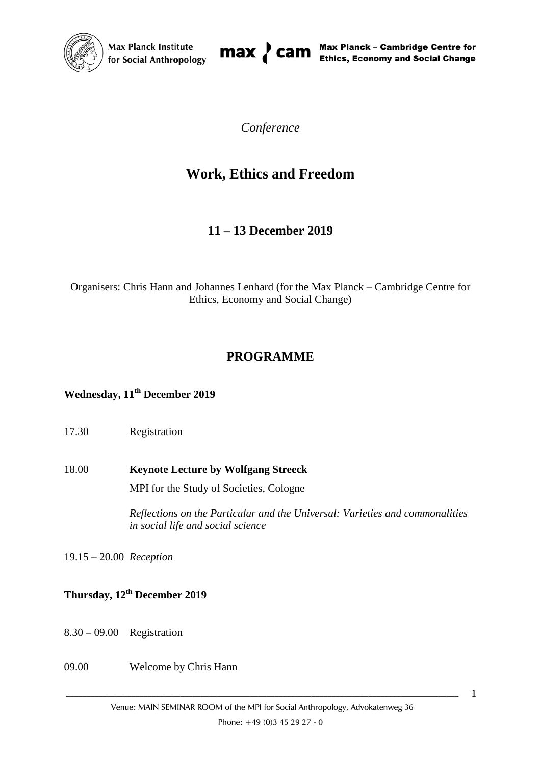*Conference*

# Work, Ethics and Freedom

## 11 – 13 December 2019

Organisers: Chris Hann and Johannes Lenhard (for the Max Planck – Cambridge Centre for Ethics, Economy and Social Change)

## PROGRAMME

### Wednesday, 11th December 2019

17.30 Registration

18.00 **Keynote Lecture by Wolfgang Streeck**

MPI for the Study of Societies, Cologne

*Reflections on the Particular and the Universal: Varieties and commonalities in social life and social science*

19.15 – 20.00 *Reception*

### Thursday, 12th December 2019

8.30 – 09.00 Registration

09.00 Welcome by Chris Hann

Venue: MAIN SEMINAR ROOM of the MPI for Social Anthropology, Advokatenweg 36

Phone: +49 (0)3 45 29 27 - 0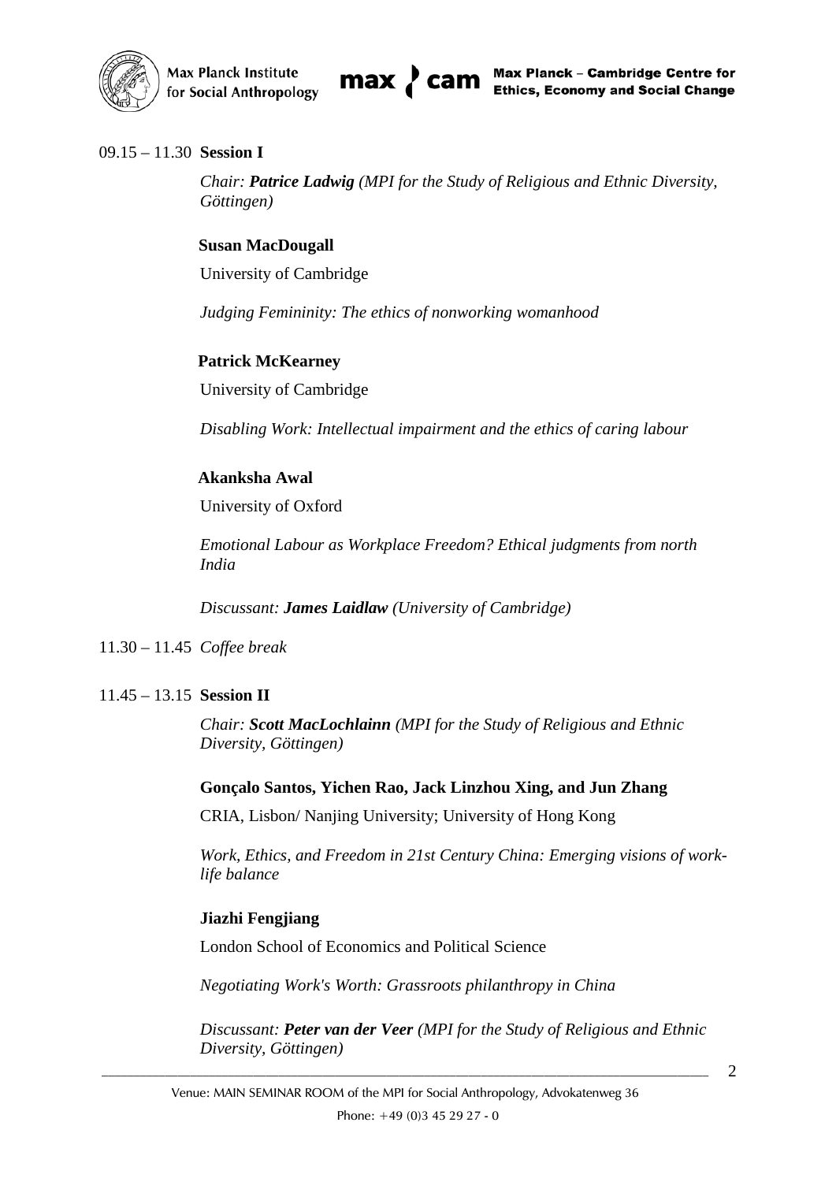09.15 – 11.30 **Session I**

*Chair: **Patrice Ladwig** (MPI for the Study of Religious and Ethnic Diversity, Göttingen)*

**Susan MacDougall**

University of Cambridge

*Judging Femininity: The ethics of nonworking womanhood*

**Patrick McKearney**

University of Cambridge

*Disabling Work: Intellectual impairment and the ethics of caring labour*

**Akanksha Awal**

University of Oxford

*Emotional Labour as Workplace Freedom? Ethical judgments from north India*

*Discussant: **James Laidlaw** (University of Cambridge)*

11.30 – 11.45 *Coffee break*

11.45 – 13.15 **Session II**

*Chair: **Scott MacLochlainn** (MPI for the Study of Religious and Ethnic Diversity, Göttingen)*

**Gonçalo Santos, Yichen Rao, Jack Linzhou Xing, and Jun Zhang**

CRIA, Lisbon/ Nanjing University; University of Hong Kong

*Work, Ethics, and Freedom in 21st Century China: Emerging visions of work-life balance*

**Jiazhi Fengjiang**

London School of Economics and Political Science

*Negotiating Work's Worth: Grassroots philanthropy in China*

*Discussant: **Peter van der Veer** (MPI for the Study of Religious and Ethnic Diversity, Göttingen)*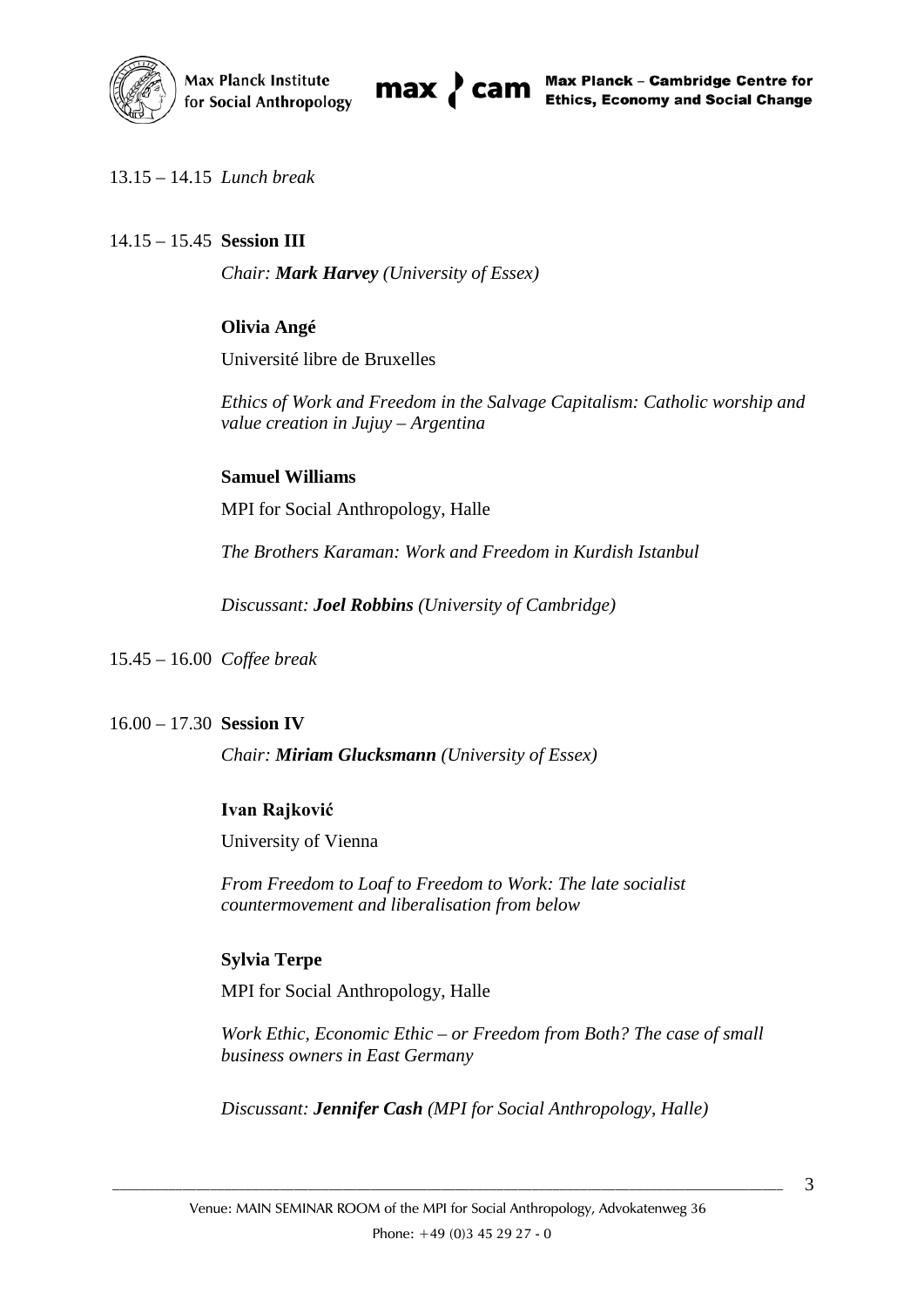13.15 – 14.15 *Lunch break*

14.15 – 15.45 **Session III**

*Chair: **Mark Harvey** (University of Essex)*

**Olivia Angé**

Université libre de Bruxelles

*Ethics of Work and Freedom in the Salvage Capitalism: Catholic worship and value creation in Jujuy – Argentina*

**Samuel Williams**

MPI for Social Anthropology, Halle

*The Brothers Karaman: Work and Freedom in Kurdish Istanbul*

*Discussant: **Joel Robbins** (University of Cambridge)*

15.45 – 16.00 *Coffee break*

16.00 – 17.30 **Session IV**

*Chair: **Miriam Glucksmann** (University of Essex)*

**Ivan Rajković**

University of Vienna

*From Freedom to Loaf to Freedom to Work: The late socialist countermovement and liberalisation from below*

**Sylvia Terpe**

MPI for Social Anthropology, Halle

*Work Ethic, Economic Ethic – or Freedom from Both? The case of small business owners in East Germany*

*Discussant: **Jennifer Cash** (MPI for Social Anthropology, Halle)*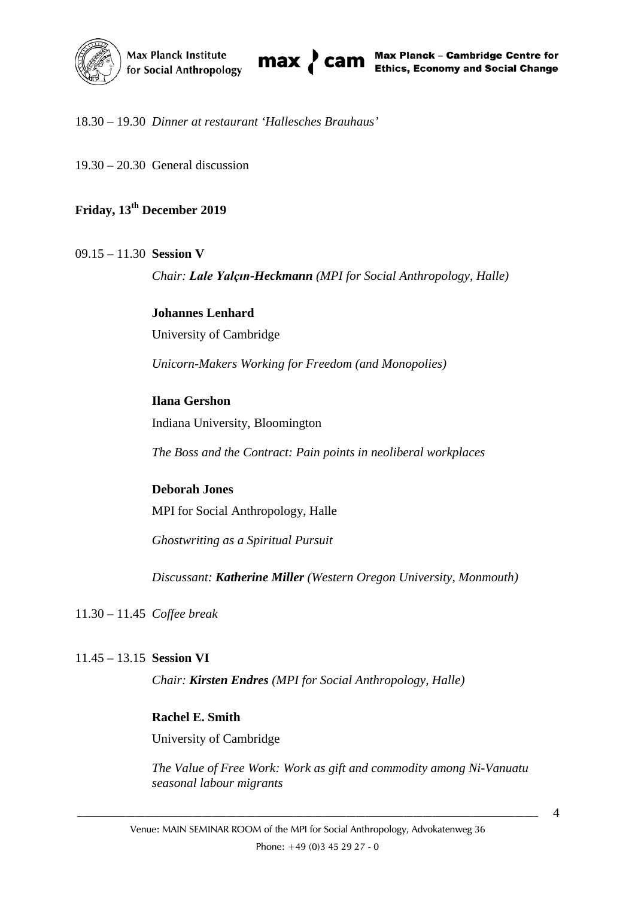18.30 – 19.30 *Dinner at restaurant 'Hallesches Brauhaus'*

19.30 – 20.30 General discussion

**Friday, 13th December 2019**

09.15 – 11.30 **Session V**

*Chair: **Lale Yalçın-Heckmann** (MPI for Social Anthropology, Halle)*

**Johannes Lenhard**

University of Cambridge

*Unicorn-Makers Working for Freedom (and Monopolies)*

**Ilana Gershon**

Indiana University, Bloomington

*The Boss and the Contract: Pain points in neoliberal workplaces*

**Deborah Jones**

MPI for Social Anthropology, Halle

*Ghostwriting as a Spiritual Pursuit*

*Discussant: **Katherine Miller** (Western Oregon University, Monmouth)*

11.30 – 11.45 *Coffee break*

11.45 – 13.15 **Session VI**

*Chair: **Kirsten Endres** (MPI for Social Anthropology, Halle)*

**Rachel E. Smith**

University of Cambridge

*The Value of Free Work: Work as gift and commodity among Ni-Vanuatu seasonal labour migrants*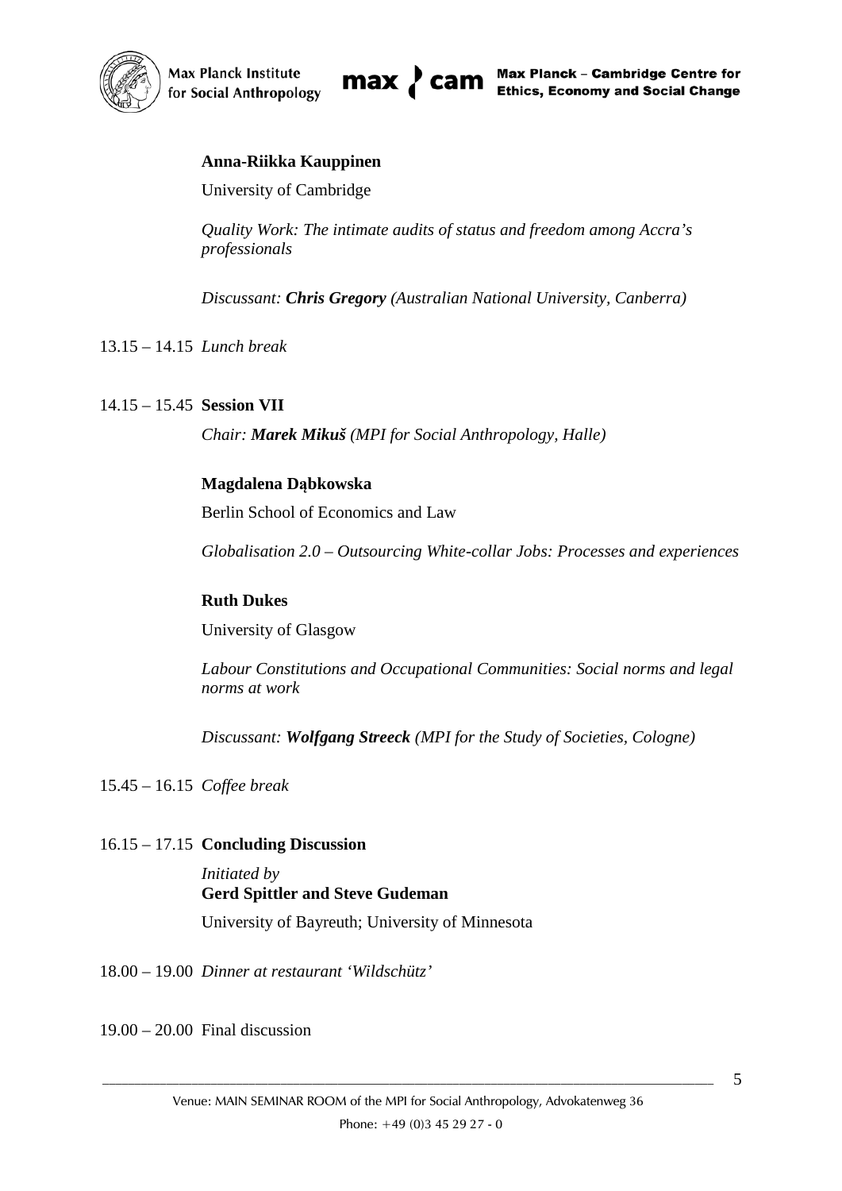**Anna-Riikka Kauppinen**

University of Cambridge

*Quality Work: The intimate audits of status and freedom among Accra's professionals*

*Discussant: **Chris Gregory** (Australian National University, Canberra)*

13.15 – 14.15 *Lunch break*

14.15 – 15.45 **Session VII**

*Chair: **Marek Mikuš** (MPI for Social Anthropology, Halle)*

**Magdalena Dąbkowska**

Berlin School of Economics and Law

*Globalisation 2.0 – Outsourcing White-collar Jobs: Processes and experiences*

**Ruth Dukes**

University of Glasgow

*Labour Constitutions and Occupational Communities: Social norms and legal norms at work*

*Discussant: **Wolfgang Streeck** (MPI for the Study of Societies, Cologne)*

15.45 – 16.15 *Coffee break*

16.15 – 17.15 **Concluding Discussion**

*Initiated by*
**Gerd Spittler and Steve Gudeman**

University of Bayreuth; University of Minnesota

18.00 – 19.00 *Dinner at restaurant 'Wildschütz'*

19.00 – 20.00 Final discussion

Venue: MAIN SEMINAR ROOM of the MPI for Social Anthropology, Advokatenweg 36

Phone: +49 (0)3 45 29 27 - 0